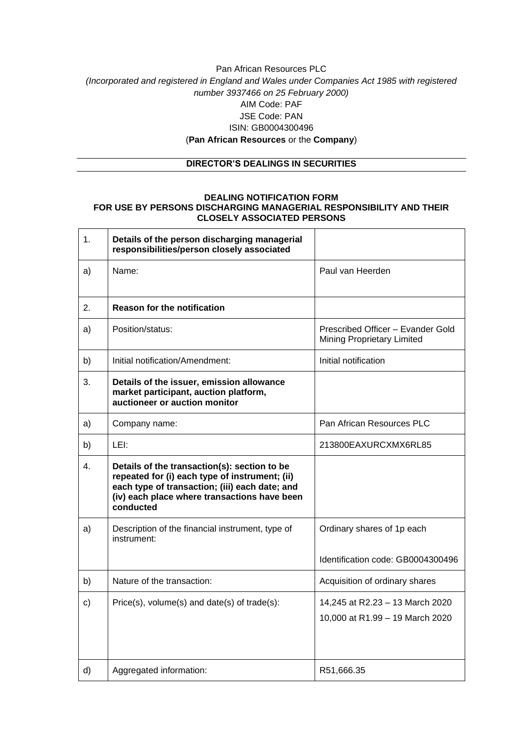Pan African Resources PLC

*(Incorporated and registered in England and Wales under Companies Act 1985 with registered number 3937466 on 25 February 2000)*

AIM Code: PAF

JSE Code: PAN

ISIN: GB0004300496

(**Pan African Resources** or the **Company**)

## DIRECTOR'S DEALINGS IN SECURITIES

### DEALING NOTIFICATION FORM
### FOR USE BY PERSONS DISCHARGING MANAGERIAL RESPONSIBILITY AND THEIR CLOSELY ASSOCIATED PERSONS

| | | |
|---|---|---|
| 1. | **Details of the person discharging managerial responsibilities/person closely associated** | |
| a) | Name: | Paul van Heerden |
| 2. | **Reason for the notification** | |
| a) | Position/status: | Prescribed Officer – Evander Gold Mining Proprietary Limited |
| b) | Initial notification/Amendment: | Initial notification |
| 3. | **Details of the issuer, emission allowance market participant, auction platform, auctioneer or auction monitor** | |
| a) | Company name: | Pan African Resources PLC |
| b) | LEI: | 213800EAXURCXMX6RL85 |
| 4. | **Details of the transaction(s): section to be repeated for (i) each type of instrument; (ii) each type of transaction; (iii) each date; and (iv) each place where transactions have been conducted** | |
| a) | Description of the financial instrument, type of instrument: | Ordinary shares of 1p each<br><br>Identification code: GB0004300496 |
| b) | Nature of the transaction: | Acquisition of ordinary shares |
| c) | Price(s), volume(s) and date(s) of trade(s): | 14,245 at R2.23 – 13 March 2020<br>10,000 at R1.99 – 19 March 2020 |
| d) | Aggregated information: | R51,666.35 |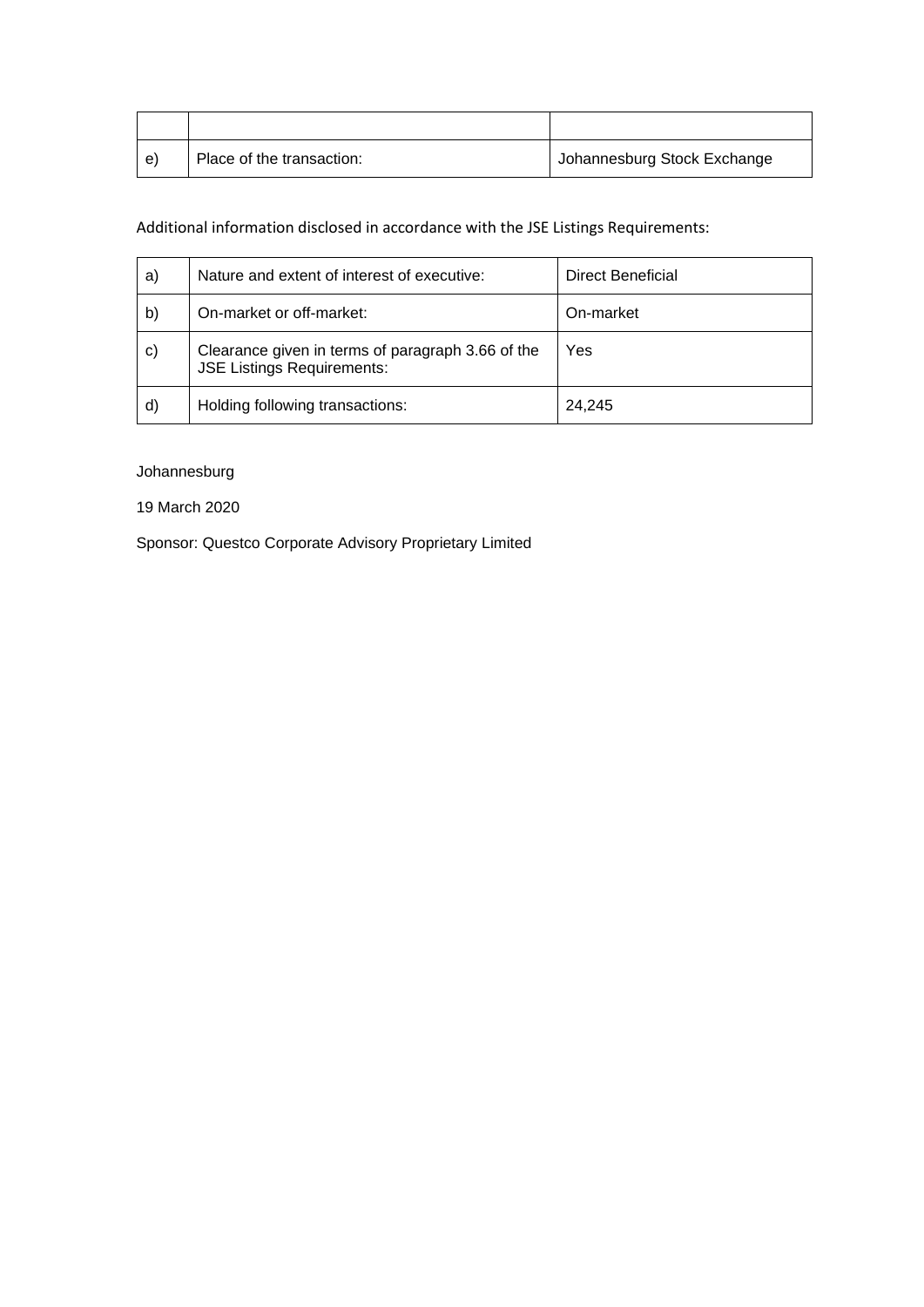| | | |
|---|---|---|
| e) | Place of the transaction: | Johannesburg Stock Exchange |

Additional information disclosed in accordance with the JSE Listings Requirements:

| | | |
|---|---|---|
| a) | Nature and extent of interest of executive: | Direct Beneficial |
| b) | On-market or off-market: | On-market |
| c) | Clearance given in terms of paragraph 3.66 of the JSE Listings Requirements: | Yes |
| d) | Holding following transactions: | 24,245 |

Johannesburg

19 March 2020

Sponsor: Questco Corporate Advisory Proprietary Limited